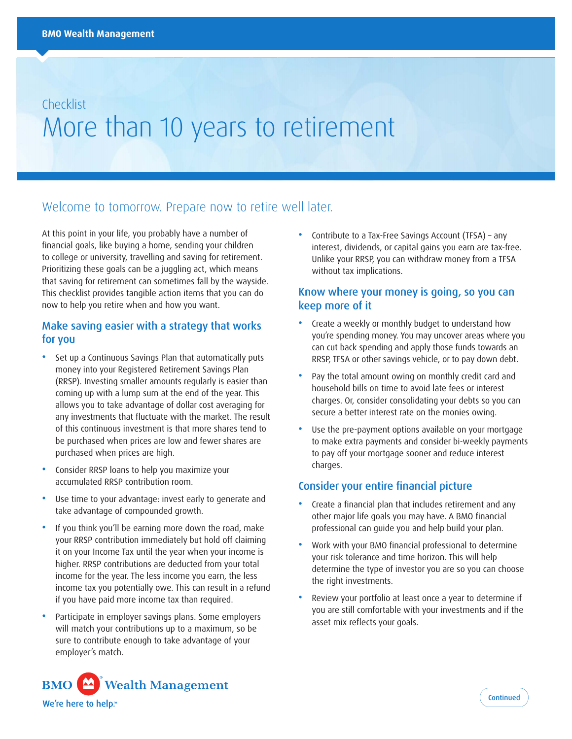BMO Wealth Management

Checklist

# More than 10 years to retirement

## Welcome to tomorrow. Prepare now to retire well later.

At this point in your life, you probably have a number of financial goals, like buying a home, sending your children to college or university, travelling and saving for retirement. Prioritizing these goals can be a juggling act, which means that saving for retirement can sometimes fall by the wayside. This checklist provides tangible action items that you can do now to help you retire when and how you want.

### Make saving easier with a strategy that works for you

- Set up a Continuous Savings Plan that automatically puts money into your Registered Retirement Savings Plan (RRSP). Investing smaller amounts regularly is easier than coming up with a lump sum at the end of the year. This allows you to take advantage of dollar cost averaging for any investments that fluctuate with the market. The result of this continuous investment is that more shares tend to be purchased when prices are low and fewer shares are purchased when prices are high.
- Consider RRSP loans to help you maximize your accumulated RRSP contribution room.
- Use time to your advantage: invest early to generate and take advantage of compounded growth.
- If you think you'll be earning more down the road, make your RRSP contribution immediately but hold off claiming it on your Income Tax until the year when your income is higher. RRSP contributions are deducted from your total income for the year. The less income you earn, the less income tax you potentially owe. This can result in a refund if you have paid more income tax than required.
- Participate in employer savings plans. Some employers will match your contributions up to a maximum, so be sure to contribute enough to take advantage of your employer's match.
- Contribute to a Tax-Free Savings Account (TFSA) – any interest, dividends, or capital gains you earn are tax-free. Unlike your RRSP, you can withdraw money from a TFSA without tax implications.

### Know where your money is going, so you can keep more of it

- Create a weekly or monthly budget to understand how you're spending money. You may uncover areas where you can cut back spending and apply those funds towards an RRSP, TFSA or other savings vehicle, or to pay down debt.
- Pay the total amount owing on monthly credit card and household bills on time to avoid late fees or interest charges. Or, consider consolidating your debts so you can secure a better interest rate on the monies owing.
- Use the pre-payment options available on your mortgage to make extra payments and consider bi-weekly payments to pay off your mortgage sooner and reduce interest charges.

### Consider your entire financial picture

- Create a financial plan that includes retirement and any other major life goals you may have. A BMO financial professional can guide you and help build your plan.
- Work with your BMO financial professional to determine your risk tolerance and time horizon. This will help determine the type of investor you are so you can choose the right investments.
- Review your portfolio at least once a year to determine if you are still comfortable with your investments and if the asset mix reflects your goals.

BMO Wealth Management

We're here to help.™

Continued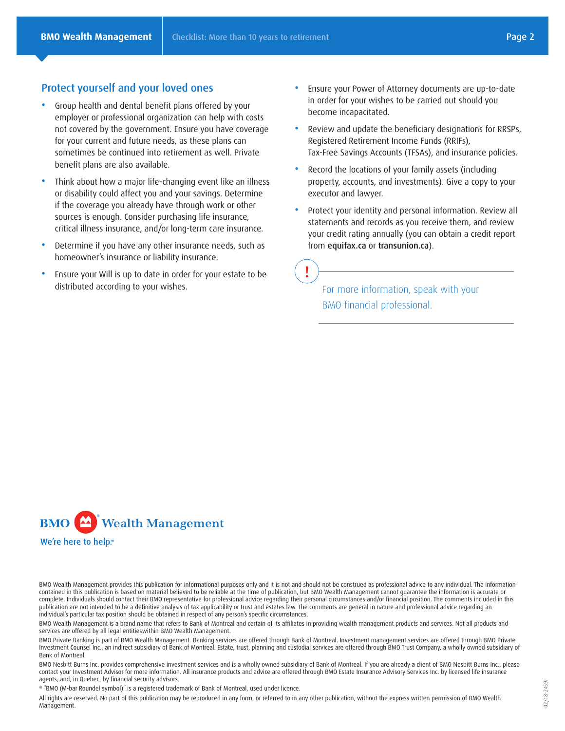## Protect yourself and your loved ones

- Group health and dental benefit plans offered by your employer or professional organization can help with costs not covered by the government. Ensure you have coverage for your current and future needs, as these plans can sometimes be continued into retirement as well. Private benefit plans are also available.
- Think about how a major life-changing event like an illness or disability could affect you and your savings. Determine if the coverage you already have through work or other sources is enough. Consider purchasing life insurance, critical illness insurance, and/or long-term care insurance.
- Determine if you have any other insurance needs, such as homeowner's insurance or liability insurance.
- Ensure your Will is up to date in order for your estate to be distributed according to your wishes.
- Ensure your Power of Attorney documents are up-to-date in order for your wishes to be carried out should you become incapacitated.
- Review and update the beneficiary designations for RRSPs, Registered Retirement Income Funds (RRIFs), Tax-Free Savings Accounts (TFSAs), and insurance policies.
- Record the locations of your family assets (including property, accounts, and investments). Give a copy to your executor and lawyer.
- Protect your identity and personal information. Review all statements and records as you receive them, and review your credit rating annually (you can obtain a credit report from equifax.ca or transunion.ca).

For more information, speak with your BMO financial professional.

BMO Wealth Management

We're here to help.™

BMO Wealth Management provides this publication for informational purposes only and it is not and should not be construed as professional advice to any individual. The information contained in this publication is based on material believed to be reliable at the time of publication, but BMO Wealth Management cannot guarantee the information is accurate or complete. Individuals should contact their BMO representative for professional advice regarding their personal circumstances and/or financial position. The comments included in this publication are not intended to be a definitive analysis of tax applicability or trust and estates law. The comments are general in nature and professional advice regarding an individual's particular tax position should be obtained in respect of any person's specific circumstances.

BMO Wealth Management is a brand name that refers to Bank of Montreal and certain of its affiliates in providing wealth management products and services. Not all products and services are offered by all legal entitieswithin BMO Wealth Management.

BMO Private Banking is part of BMO Wealth Management. Banking services are offered through Bank of Montreal. Investment management services are offered through BMO Private Investment Counsel Inc., an indirect subsidiary of Bank of Montreal. Estate, trust, planning and custodial services are offered through BMO Trust Company, a wholly owned subsidiary of Bank of Montreal.

BMO Nesbitt Burns Inc. provides comprehensive investment services and is a wholly owned subsidiary of Bank of Montreal. If you are already a client of BMO Nesbitt Burns Inc., please contact your Investment Advisor for more information. All insurance products and advice are offered through BMO Estate Insurance Advisory Services Inc. by licensed life insurance agents, and, in Quebec, by financial security advisors.

® "BMO (M-bar Roundel symbol)" is a registered trademark of Bank of Montreal, used under licence.

All rights are reserved. No part of this publication may be reproduced in any form, or referred to in any other publication, without the express written permission of BMO Wealth Management.

02/18-2459